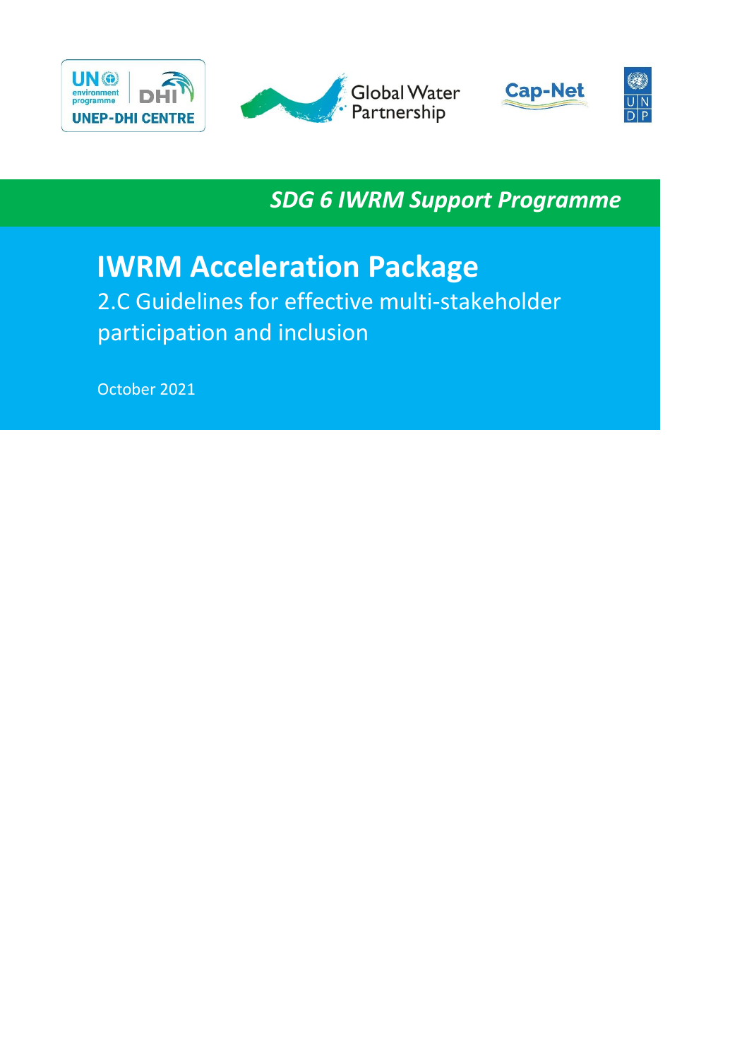UNEP-DHI CENTRE | Global Water Partnership | Cap-Net | UNDP

*SDG 6 IWRM Support Programme*

# IWRM Acceleration Package

## 2.C Guidelines for effective multi-stakeholder participation and inclusion

October 2021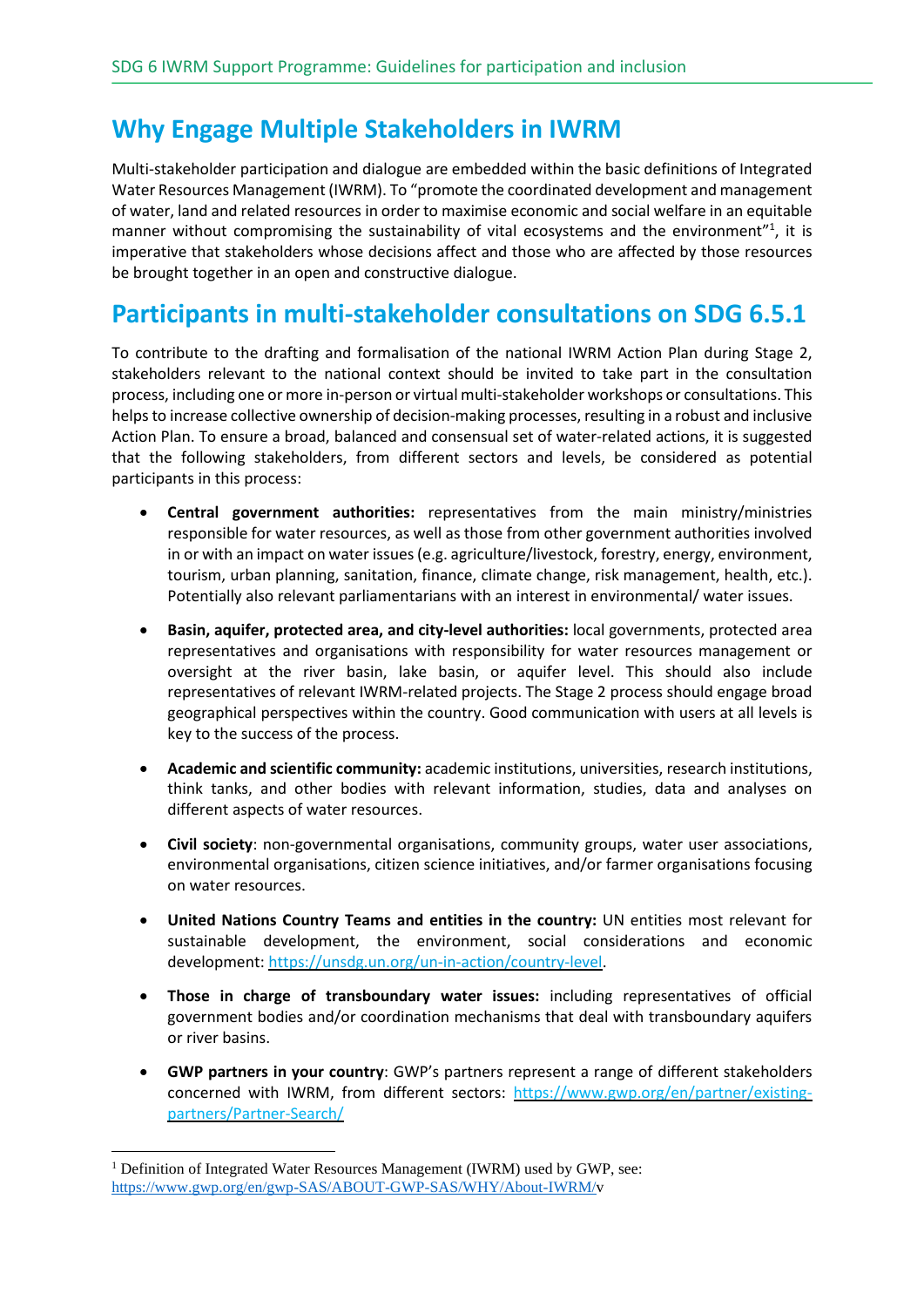# Why Engage Multiple Stakeholders in IWRM

Multi-stakeholder participation and dialogue are embedded within the basic definitions of Integrated Water Resources Management (IWRM). To "promote the coordinated development and management of water, land and related resources in order to maximise economic and social welfare in an equitable manner without compromising the sustainability of vital ecosystems and the environment"[1], it is imperative that stakeholders whose decisions affect and those who are affected by those resources be brought together in an open and constructive dialogue.

# Participants in multi-stakeholder consultations on SDG 6.5.1

To contribute to the drafting and formalisation of the national IWRM Action Plan during Stage 2, stakeholders relevant to the national context should be invited to take part in the consultation process, including one or more in-person or virtual multi-stakeholder workshops or consultations. This helps to increase collective ownership of decision-making processes, resulting in a robust and inclusive Action Plan. To ensure a broad, balanced and consensual set of water-related actions, it is suggested that the following stakeholders, from different sectors and levels, be considered as potential participants in this process:

- **Central government authorities:** representatives from the main ministry/ministries responsible for water resources, as well as those from other government authorities involved in or with an impact on water issues (e.g. agriculture/livestock, forestry, energy, environment, tourism, urban planning, sanitation, finance, climate change, risk management, health, etc.). Potentially also relevant parliamentarians with an interest in environmental/ water issues.
- **Basin, aquifer, protected area, and city-level authorities:** local governments, protected area representatives and organisations with responsibility for water resources management or oversight at the river basin, lake basin, or aquifer level. This should also include representatives of relevant IWRM-related projects. The Stage 2 process should engage broad geographical perspectives within the country. Good communication with users at all levels is key to the success of the process.
- **Academic and scientific community:** academic institutions, universities, research institutions, think tanks, and other bodies with relevant information, studies, data and analyses on different aspects of water resources.
- **Civil society**: non-governmental organisations, community groups, water user associations, environmental organisations, citizen science initiatives, and/or farmer organisations focusing on water resources.
- **United Nations Country Teams and entities in the country:** UN entities most relevant for sustainable development, the environment, social considerations and economic development: https://unsdg.un.org/un-in-action/country-level.
- **Those in charge of transboundary water issues:** including representatives of official government bodies and/or coordination mechanisms that deal with transboundary aquifers or river basins.
- **GWP partners in your country**: GWP's partners represent a range of different stakeholders concerned with IWRM, from different sectors: https://www.gwp.org/en/partner/existing-partners/Partner-Search/

[1] Definition of Integrated Water Resources Management (IWRM) used by GWP, see: https://www.gwp.org/en/gwp-SAS/ABOUT-GWP-SAS/WHY/About-IWRM/v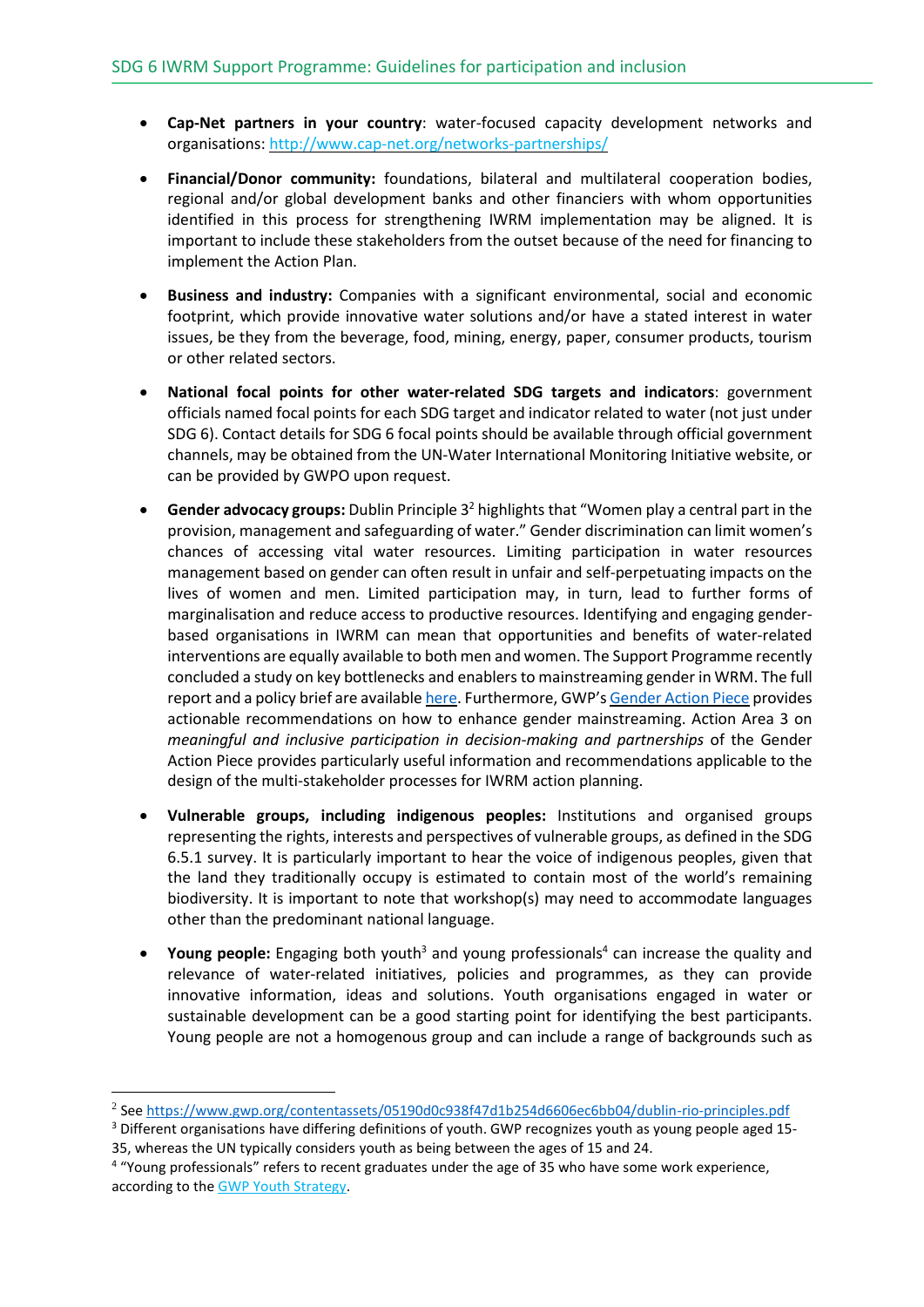- **Cap-Net partners in your country**: water-focused capacity development networks and organisations: [http://www.cap-net.org/networks-partnerships/](http://www.cap-net.org/networks-partnerships/)

- **Financial/Donor community:** foundations, bilateral and multilateral cooperation bodies, regional and/or global development banks and other financiers with whom opportunities identified in this process for strengthening IWRM implementation may be aligned. It is important to include these stakeholders from the outset because of the need for financing to implement the Action Plan.

- **Business and industry:** Companies with a significant environmental, social and economic footprint, which provide innovative water solutions and/or have a stated interest in water issues, be they from the beverage, food, mining, energy, paper, consumer products, tourism or other related sectors.

- **National focal points for other water-related SDG targets and indicators**: government officials named focal points for each SDG target and indicator related to water (not just under SDG 6). Contact details for SDG 6 focal points should be available through official government channels, may be obtained from the UN-Water International Monitoring Initiative website, or can be provided by GWPO upon request.

- **Gender advocacy groups:** Dublin Principle 3[2] highlights that "Women play a central part in the provision, management and safeguarding of water." Gender discrimination can limit women's chances of accessing vital water resources. Limiting participation in water resources management based on gender can often result in unfair and self-perpetuating impacts on the lives of women and men. Limited participation may, in turn, lead to further forms of marginalisation and reduce access to productive resources. Identifying and engaging gender-based organisations in IWRM can mean that opportunities and benefits of water-related interventions are equally available to both men and women. The Support Programme recently concluded a study on key bottlenecks and enablers to mainstreaming gender in WRM. The full report and a policy brief are available here. Furthermore, GWP's Gender Action Piece provides actionable recommendations on how to enhance gender mainstreaming. Action Area 3 on *meaningful and inclusive participation in decision-making and partnerships* of the Gender Action Piece provides particularly useful information and recommendations applicable to the design of the multi-stakeholder processes for IWRM action planning.

- **Vulnerable groups, including indigenous peoples:** Institutions and organised groups representing the rights, interests and perspectives of vulnerable groups, as defined in the SDG 6.5.1 survey. It is particularly important to hear the voice of indigenous peoples, given that the land they traditionally occupy is estimated to contain most of the world's remaining biodiversity. It is important to note that workshop(s) may need to accommodate languages other than the predominant national language.

- **Young people:** Engaging both youth[3] and young professionals[4] can increase the quality and relevance of water-related initiatives, policies and programmes, as they can provide innovative information, ideas and solutions. Youth organisations engaged in water or sustainable development can be a good starting point for identifying the best participants. Young people are not a homogenous group and can include a range of backgrounds such as

---

[2] See [https://www.gwp.org/contentassets/05190d0c938f47d1b254d6606ec6bb04/dublin-rio-principles.pdf](https://www.gwp.org/contentassets/05190d0c938f47d1b254d6606ec6bb04/dublin-rio-principles.pdf)

[3] Different organisations have differing definitions of youth. GWP recognizes youth as young people aged 15-35, whereas the UN typically considers youth as being between the ages of 15 and 24.

[4] "Young professionals" refers to recent graduates under the age of 35 who have some work experience, according to the GWP Youth Strategy.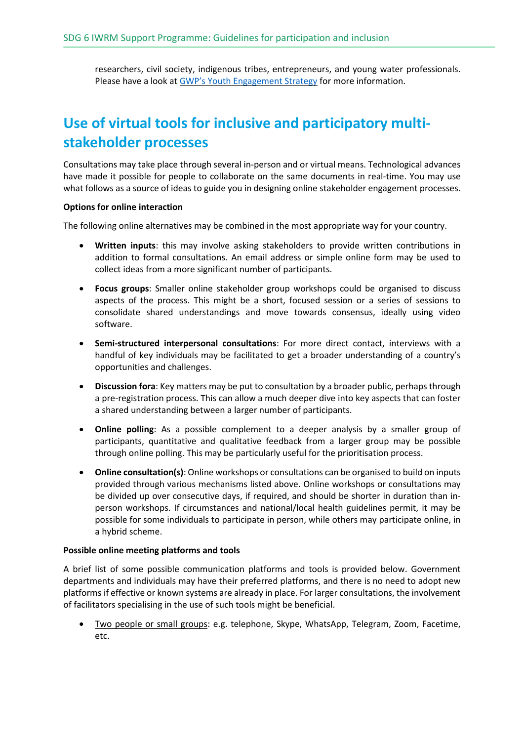researchers, civil society, indigenous tribes, entrepreneurs, and young water professionals. Please have a look at [GWP's Youth Engagement Strategy](#) for more information.

# Use of virtual tools for inclusive and participatory multi-stakeholder processes

Consultations may take place through several in-person and or virtual means. Technological advances have made it possible for people to collaborate on the same documents in real-time. You may use what follows as a source of ideas to guide you in designing online stakeholder engagement processes.

**Options for online interaction**

The following online alternatives may be combined in the most appropriate way for your country.

- **Written inputs**: this may involve asking stakeholders to provide written contributions in addition to formal consultations. An email address or simple online form may be used to collect ideas from a more significant number of participants.
- **Focus groups**: Smaller online stakeholder group workshops could be organised to discuss aspects of the process. This might be a short, focused session or a series of sessions to consolidate shared understandings and move towards consensus, ideally using video software.
- **Semi-structured interpersonal consultations**: For more direct contact, interviews with a handful of key individuals may be facilitated to get a broader understanding of a country's opportunities and challenges.
- **Discussion fora**: Key matters may be put to consultation by a broader public, perhaps through a pre-registration process. This can allow a much deeper dive into key aspects that can foster a shared understanding between a larger number of participants.
- **Online polling**: As a possible complement to a deeper analysis by a smaller group of participants, quantitative and qualitative feedback from a larger group may be possible through online polling. This may be particularly useful for the prioritisation process.
- **Online consultation(s)**: Online workshops or consultations can be organised to build on inputs provided through various mechanisms listed above. Online workshops or consultations may be divided up over consecutive days, if required, and should be shorter in duration than in-person workshops. If circumstances and national/local health guidelines permit, it may be possible for some individuals to participate in person, while others may participate online, in a hybrid scheme.

**Possible online meeting platforms and tools**

A brief list of some possible communication platforms and tools is provided below. Government departments and individuals may have their preferred platforms, and there is no need to adopt new platforms if effective or known systems are already in place. For larger consultations, the involvement of facilitators specialising in the use of such tools might be beneficial.

- <u>Two people or small groups</u>: e.g. telephone, Skype, WhatsApp, Telegram, Zoom, Facetime, etc.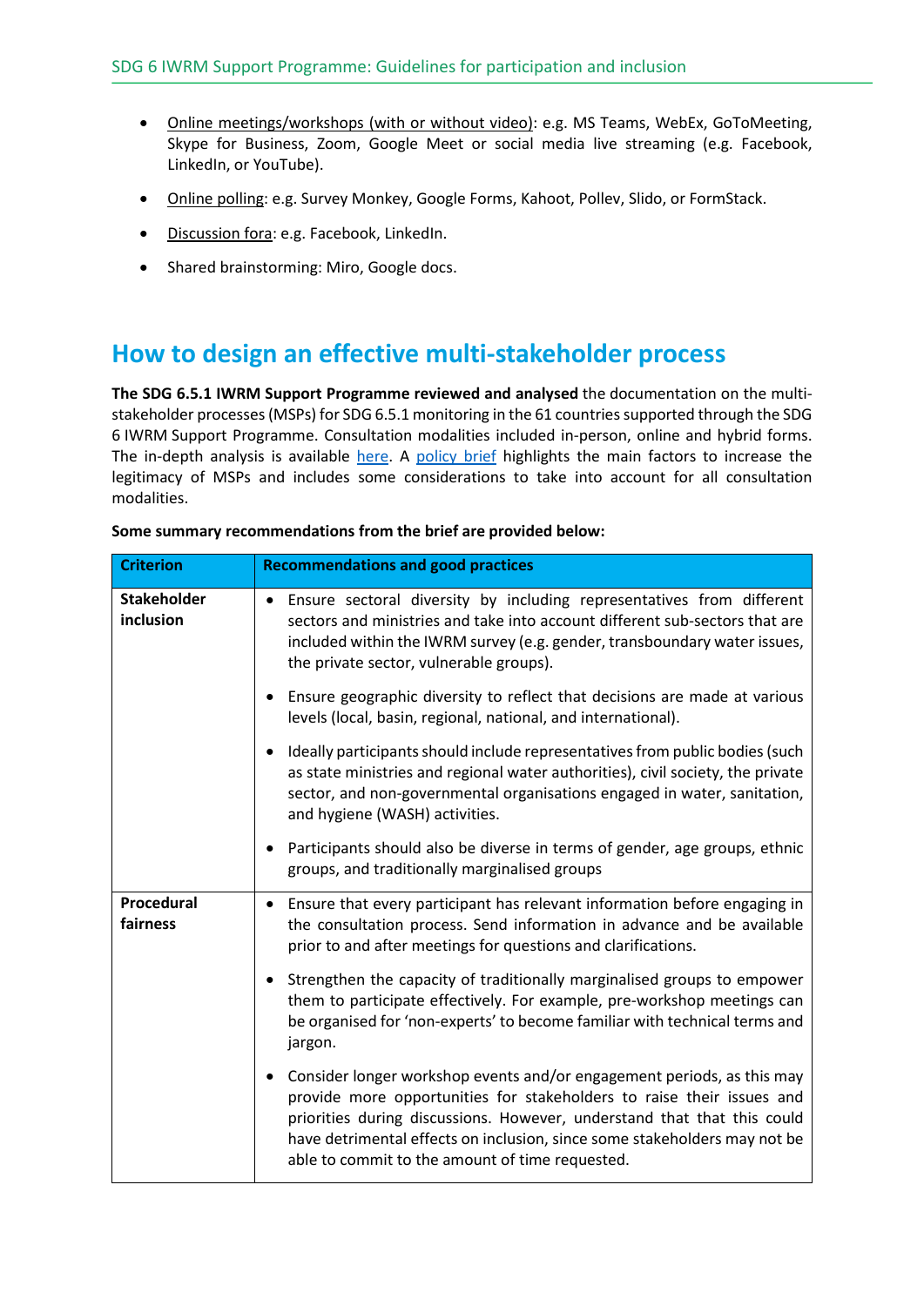- Online meetings/workshops (with or without video): e.g. MS Teams, WebEx, GoToMeeting, Skype for Business, Zoom, Google Meet or social media live streaming (e.g. Facebook, LinkedIn, or YouTube).
- Online polling: e.g. Survey Monkey, Google Forms, Kahoot, Pollev, Slido, or FormStack.
- Discussion fora: e.g. Facebook, LinkedIn.
- Shared brainstorming: Miro, Google docs.

## How to design an effective multi-stakeholder process

**The SDG 6.5.1 IWRM Support Programme reviewed and analysed** the documentation on the multi-stakeholder processes (MSPs) for SDG 6.5.1 monitoring in the 61 countries supported through the SDG 6 IWRM Support Programme. Consultation modalities included in-person, online and hybrid forms. The in-depth analysis is available here. A policy brief highlights the main factors to increase the legitimacy of MSPs and includes some considerations to take into account for all consultation modalities.

**Some summary recommendations from the brief are provided below:**

| Criterion | Recommendations and good practices |
|---|---|
| **Stakeholder inclusion** | • Ensure sectoral diversity by including representatives from different sectors and ministries and take into account different sub-sectors that are included within the IWRM survey (e.g. gender, transboundary water issues, the private sector, vulnerable groups).<br>• Ensure geographic diversity to reflect that decisions are made at various levels (local, basin, regional, national, and international).<br>• Ideally participants should include representatives from public bodies (such as state ministries and regional water authorities), civil society, the private sector, and non-governmental organisations engaged in water, sanitation, and hygiene (WASH) activities.<br>• Participants should also be diverse in terms of gender, age groups, ethnic groups, and traditionally marginalised groups |
| **Procedural fairness** | • Ensure that every participant has relevant information before engaging in the consultation process. Send information in advance and be available prior to and after meetings for questions and clarifications.<br>• Strengthen the capacity of traditionally marginalised groups to empower them to participate effectively. For example, pre-workshop meetings can be organised for 'non-experts' to become familiar with technical terms and jargon.<br>• Consider longer workshop events and/or engagement periods, as this may provide more opportunities for stakeholders to raise their issues and priorities during discussions. However, understand that that this could have detrimental effects on inclusion, since some stakeholders may not be able to commit to the amount of time requested. |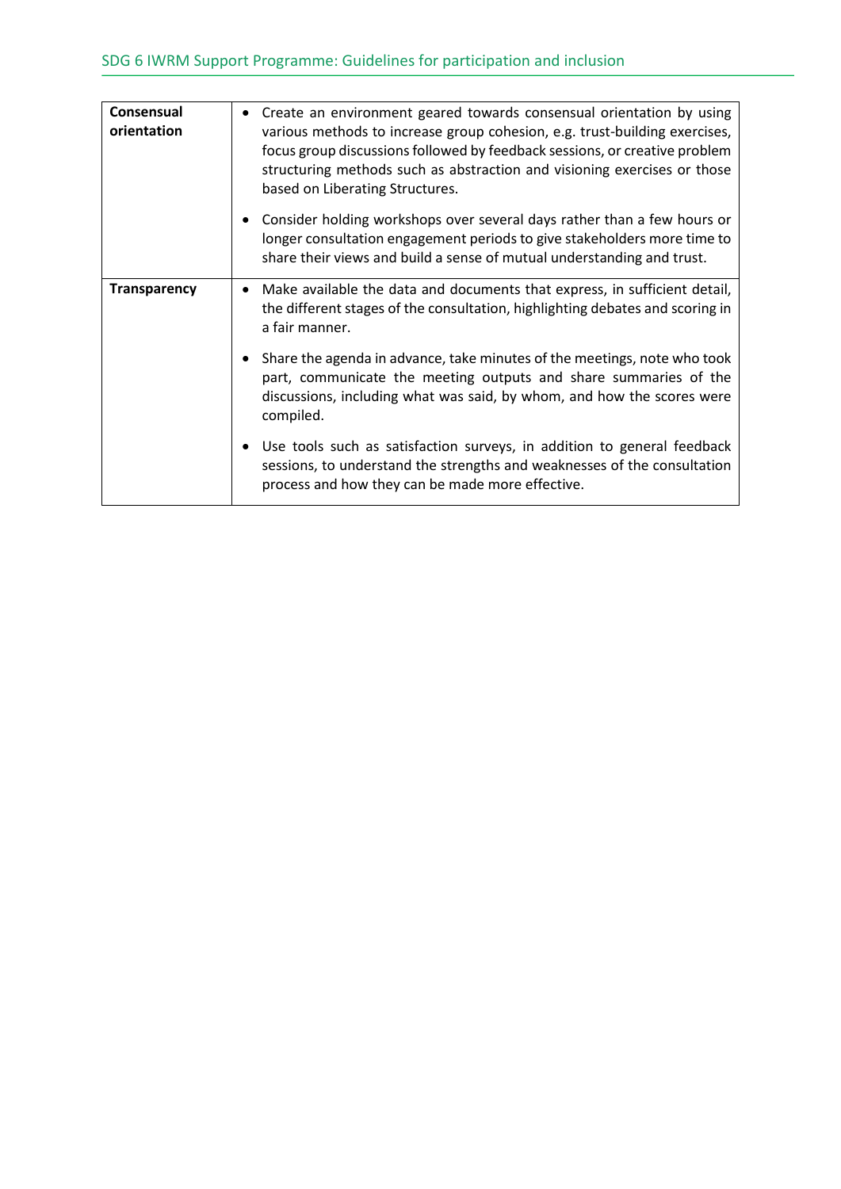| | |
|---|---|
| **Consensual orientation** | • Create an environment geared towards consensual orientation by using various methods to increase group cohesion, e.g. trust-building exercises, focus group discussions followed by feedback sessions, or creative problem structuring methods such as abstraction and visioning exercises or those based on Liberating Structures.<br><br>• Consider holding workshops over several days rather than a few hours or longer consultation engagement periods to give stakeholders more time to share their views and build a sense of mutual understanding and trust. |
| **Transparency** | • Make available the data and documents that express, in sufficient detail, the different stages of the consultation, highlighting debates and scoring in a fair manner.<br><br>• Share the agenda in advance, take minutes of the meetings, note who took part, communicate the meeting outputs and share summaries of the discussions, including what was said, by whom, and how the scores were compiled.<br><br>• Use tools such as satisfaction surveys, in addition to general feedback sessions, to understand the strengths and weaknesses of the consultation process and how they can be made more effective. |